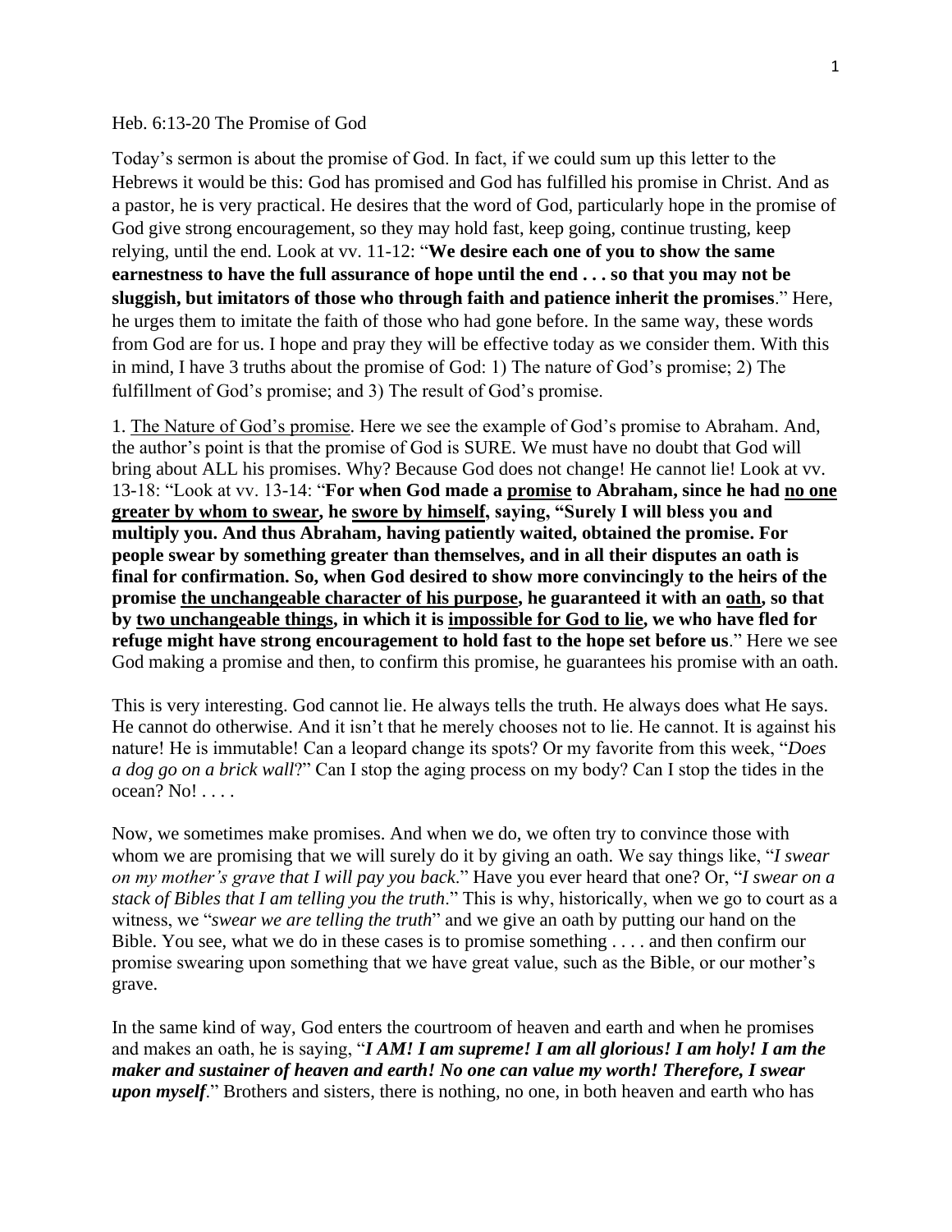Heb. 6:13-20 The Promise of God

Today's sermon is about the promise of God. In fact, if we could sum up this letter to the Hebrews it would be this: God has promised and God has fulfilled his promise in Christ. And as a pastor, he is very practical. He desires that the word of God, particularly hope in the promise of God give strong encouragement, so they may hold fast, keep going, continue trusting, keep relying, until the end. Look at vv. 11-12: "**We desire each one of you to show the same earnestness to have the full assurance of hope until the end . . . so that you may not be sluggish, but imitators of those who through faith and patience inherit the promises**." Here, he urges them to imitate the faith of those who had gone before. In the same way, these words from God are for us. I hope and pray they will be effective today as we consider them. With this in mind, I have 3 truths about the promise of God: 1) The nature of God's promise; 2) The fulfillment of God's promise; and 3) The result of God's promise.

1. <u>The Nature of God's promise</u>. Here we see the example of God's promise to Abraham. And, the author's point is that the promise of God is SURE. We must have no doubt that God will bring about ALL his promises. Why? Because God does not change! He cannot lie! Look at vv. 13-18: "Look at vv. 13-14: "**For when God made a <u>promise</u> to Abraham, since he had <u>no one greater by whom to swear</u>, he <u>swore by himself</u>, saying, "Surely I will bless you and multiply you. And thus Abraham, having patiently waited, obtained the promise. For people swear by something greater than themselves, and in all their disputes an oath is final for confirmation. So, when God desired to show more convincingly to the heirs of the promise <u>the unchangeable character of his purpose</u>, he guaranteed it with an <u>oath</u>, so that by <u>two unchangeable things</u>, in which it is <u>impossible for God to lie</u>, we who have fled for refuge might have strong encouragement to hold fast to the hope set before us**." Here we see God making a promise and then, to confirm this promise, he guarantees his promise with an oath.

This is very interesting. God cannot lie. He always tells the truth. He always does what He says. He cannot do otherwise. And it isn't that he merely chooses not to lie. He cannot. It is against his nature! He is immutable! Can a leopard change its spots? Or my favorite from this week, "*Does a dog go on a brick wall*?" Can I stop the aging process on my body? Can I stop the tides in the ocean? No! . . . .

Now, we sometimes make promises. And when we do, we often try to convince those with whom we are promising that we will surely do it by giving an oath. We say things like, "*I swear on my mother's grave that I will pay you back*." Have you ever heard that one? Or, "*I swear on a stack of Bibles that I am telling you the truth*." This is why, historically, when we go to court as a witness, we "*swear we are telling the truth*" and we give an oath by putting our hand on the Bible. You see, what we do in these cases is to promise something . . . . and then confirm our promise swearing upon something that we have great value, such as the Bible, or our mother's grave.

In the same kind of way, God enters the courtroom of heaven and earth and when he promises and makes an oath, he is saying, "***I AM! I am supreme! I am all glorious! I am holy! I am the maker and sustainer of heaven and earth! No one can value my worth! Therefore, I swear upon myself***." Brothers and sisters, there is nothing, no one, in both heaven and earth who has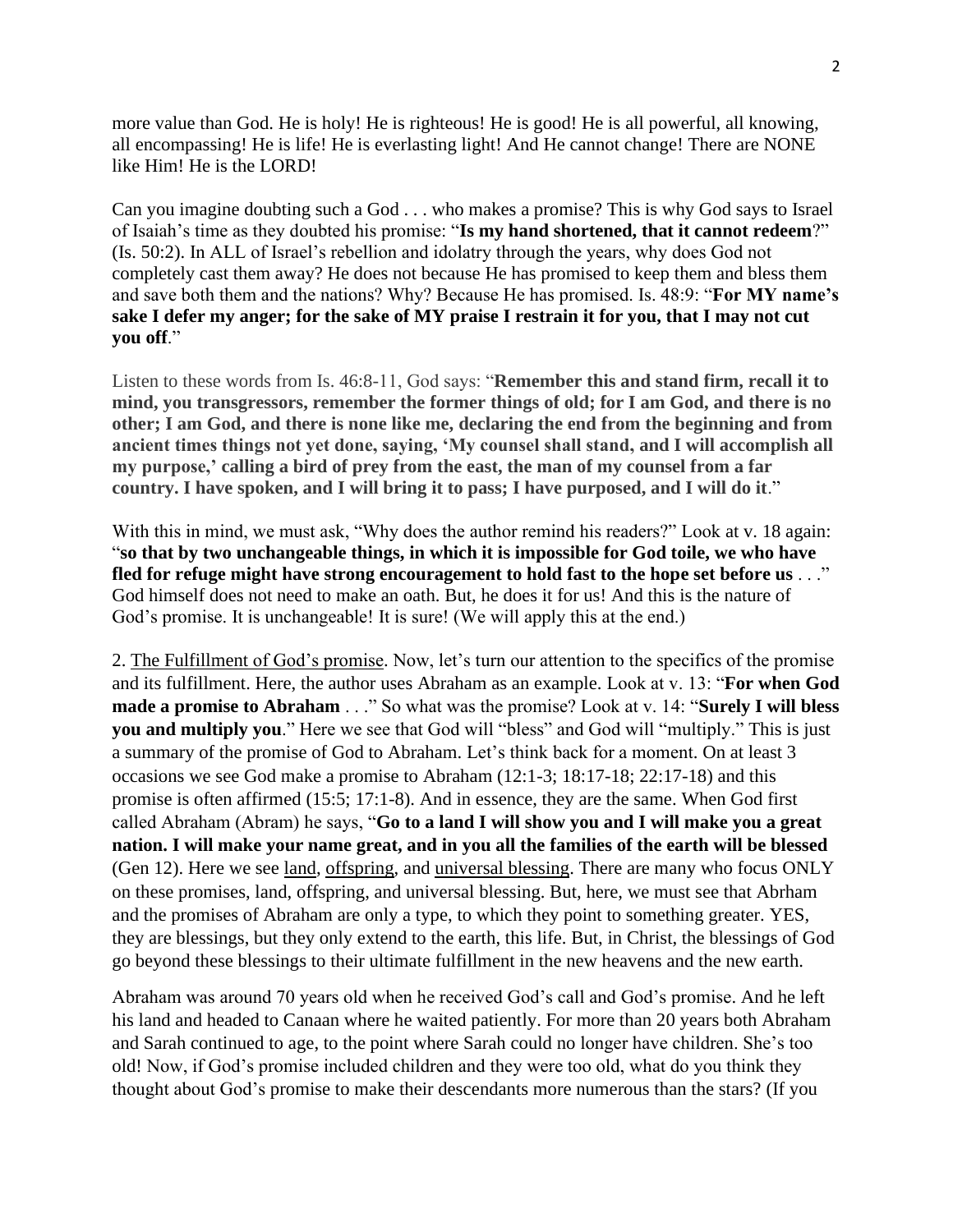more value than God. He is holy! He is righteous! He is good! He is all powerful, all knowing, all encompassing! He is life! He is everlasting light! And He cannot change! There are NONE like Him! He is the LORD!

Can you imagine doubting such a God . . . who makes a promise? This is why God says to Israel of Isaiah's time as they doubted his promise: "**Is my hand shortened, that it cannot redeem**?" (Is. 50:2). In ALL of Israel's rebellion and idolatry through the years, why does God not completely cast them away? He does not because He has promised to keep them and bless them and save both them and the nations? Why? Because He has promised. Is. 48:9: "**For MY name's sake I defer my anger; for the sake of MY praise I restrain it for you, that I may not cut you off**."

Listen to these words from Is. 46:8-11, God says: "**Remember this and stand firm, recall it to mind, you transgressors, remember the former things of old; for I am God, and there is no other; I am God, and there is none like me, declaring the end from the beginning and from ancient times things not yet done, saying, 'My counsel shall stand, and I will accomplish all my purpose,' calling a bird of prey from the east, the man of my counsel from a far country. I have spoken, and I will bring it to pass; I have purposed, and I will do it**."

With this in mind, we must ask, "Why does the author remind his readers?" Look at v. 18 again: "**so that by two unchangeable things, in which it is impossible for God toile, we who have fled for refuge might have strong encouragement to hold fast to the hope set before us** . . ." God himself does not need to make an oath. But, he does it for us! And this is the nature of God's promise. It is unchangeable! It is sure! (We will apply this at the end.)

2. <u>The Fulfillment of God's promise</u>. Now, let's turn our attention to the specifics of the promise and its fulfillment. Here, the author uses Abraham as an example. Look at v. 13: "**For when God made a promise to Abraham** . . ." So what was the promise? Look at v. 14: "**Surely I will bless you and multiply you**." Here we see that God will "bless" and God will "multiply." This is just a summary of the promise of God to Abraham. Let's think back for a moment. On at least 3 occasions we see God make a promise to Abraham (12:1-3; 18:17-18; 22:17-18) and this promise is often affirmed (15:5; 17:1-8). And in essence, they are the same. When God first called Abraham (Abram) he says, "**Go to a land I will show you and I will make you a great nation. I will make your name great, and in you all the families of the earth will be blessed** (Gen 12). Here we see <u>land</u>, <u>offspring</u>, and <u>universal blessing</u>. There are many who focus ONLY on these promises, land, offspring, and universal blessing. But, here, we must see that Abrham and the promises of Abraham are only a type, to which they point to something greater. YES, they are blessings, but they only extend to the earth, this life. But, in Christ, the blessings of God go beyond these blessings to their ultimate fulfillment in the new heavens and the new earth.

Abraham was around 70 years old when he received God's call and God's promise. And he left his land and headed to Canaan where he waited patiently. For more than 20 years both Abraham and Sarah continued to age, to the point where Sarah could no longer have children. She's too old! Now, if God's promise included children and they were too old, what do you think they thought about God's promise to make their descendants more numerous than the stars? (If you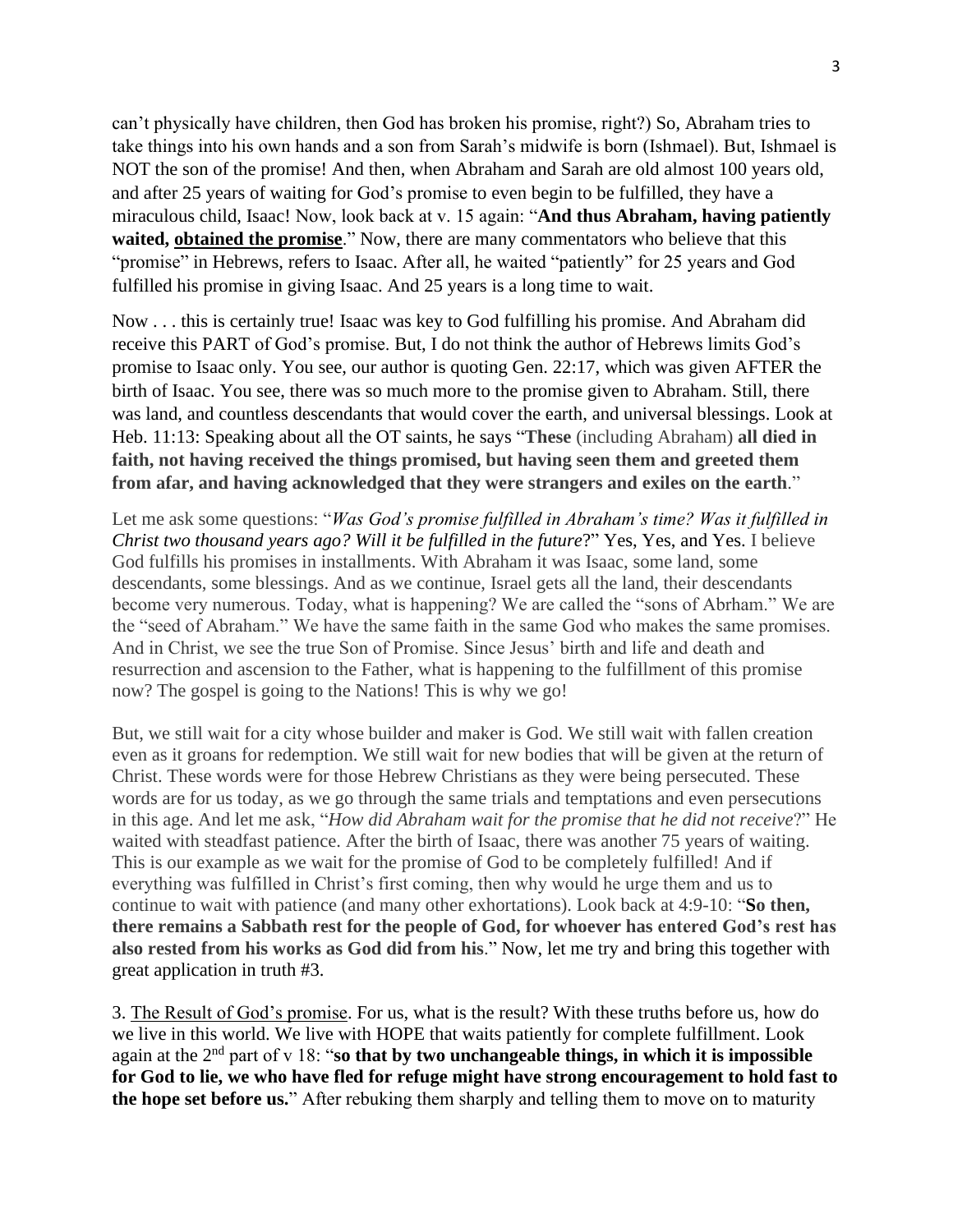can't physically have children, then God has broken his promise, right?) So, Abraham tries to take things into his own hands and a son from Sarah's midwife is born (Ishmael). But, Ishmael is NOT the son of the promise! And then, when Abraham and Sarah are old almost 100 years old, and after 25 years of waiting for God's promise to even begin to be fulfilled, they have a miraculous child, Isaac! Now, look back at v. 15 again: "**And thus Abraham, having patiently waited, <u>obtained the promise</u>**." Now, there are many commentators who believe that this "promise" in Hebrews, refers to Isaac. After all, he waited "patiently" for 25 years and God fulfilled his promise in giving Isaac. And 25 years is a long time to wait.

Now . . . this is certainly true! Isaac was key to God fulfilling his promise. And Abraham did receive this PART of God's promise. But, I do not think the author of Hebrews limits God's promise to Isaac only. You see, our author is quoting Gen. 22:17, which was given AFTER the birth of Isaac. You see, there was so much more to the promise given to Abraham. Still, there was land, and countless descendants that would cover the earth, and universal blessings. Look at Heb. 11:13: Speaking about all the OT saints, he says "**These** (including Abraham) **all died in faith, not having received the things promised, but having seen them and greeted them from afar, and having acknowledged that they were strangers and exiles on the earth**."

Let me ask some questions: "*Was God's promise fulfilled in Abraham's time? Was it fulfilled in Christ two thousand years ago? Will it be fulfilled in the future*?" Yes, Yes, and Yes. I believe God fulfills his promises in installments. With Abraham it was Isaac, some land, some descendants, some blessings. And as we continue, Israel gets all the land, their descendants become very numerous. Today, what is happening? We are called the "sons of Abrham." We are the "seed of Abraham." We have the same faith in the same God who makes the same promises. And in Christ, we see the true Son of Promise. Since Jesus' birth and life and death and resurrection and ascension to the Father, what is happening to the fulfillment of this promise now? The gospel is going to the Nations! This is why we go!

But, we still wait for a city whose builder and maker is God. We still wait with fallen creation even as it groans for redemption. We still wait for new bodies that will be given at the return of Christ. These words were for those Hebrew Christians as they were being persecuted. These words are for us today, as we go through the same trials and temptations and even persecutions in this age. And let me ask, "*How did Abraham wait for the promise that he did not receive*?" He waited with steadfast patience. After the birth of Isaac, there was another 75 years of waiting. This is our example as we wait for the promise of God to be completely fulfilled! And if everything was fulfilled in Christ's first coming, then why would he urge them and us to continue to wait with patience (and many other exhortations). Look back at 4:9-10: "**So then, there remains a Sabbath rest for the people of God, for whoever has entered God's rest has also rested from his works as God did from his**." Now, let me try and bring this together with great application in truth #3.

3. <u>The Result of God's promise</u>. For us, what is the result? With these truths before us, how do we live in this world. We live with HOPE that waits patiently for complete fulfillment. Look again at the 2nd part of v 18: "**so that by two unchangeable things, in which it is impossible for God to lie, we who have fled for refuge might have strong encouragement to hold fast to the hope set before us.**" After rebuking them sharply and telling them to move on to maturity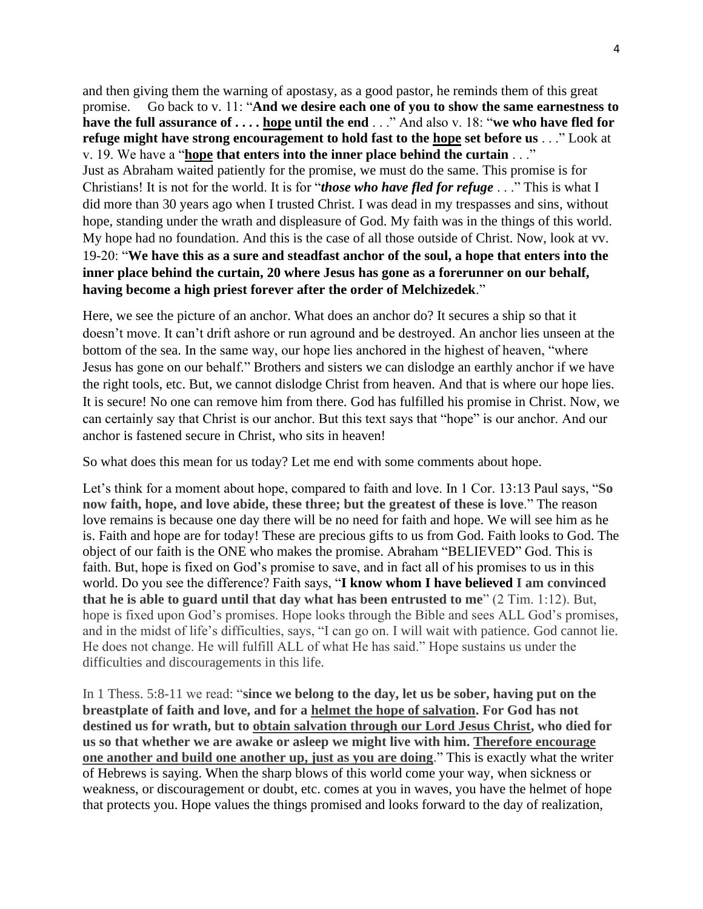and then giving them the warning of apostasy, as a good pastor, he reminds them of this great promise. Go back to v. 11: "**And we desire each one of you to show the same earnestness to have the full assurance of . . . . <u>hope</u> until the end** . . ." And also v. 18: "**we who have fled for refuge might have strong encouragement to hold fast to the <u>hope</u> set before us** . . ." Look at v. 19. We have a "**<u>hope</u> that enters into the inner place behind the curtain** . . ."
Just as Abraham waited patiently for the promise, we must do the same. This promise is for Christians! It is not for the world. It is for "***those who have fled for refuge*** . . ." This is what I did more than 30 years ago when I trusted Christ. I was dead in my trespasses and sins, without hope, standing under the wrath and displeasure of God. My faith was in the things of this world. My hope had no foundation. And this is the case of all those outside of Christ. Now, look at vv. 19-20: "**We have this as a sure and steadfast anchor of the soul, a hope that enters into the inner place behind the curtain, 20 where Jesus has gone as a forerunner on our behalf, having become a high priest forever after the order of Melchizedek**."

Here, we see the picture of an anchor. What does an anchor do? It secures a ship so that it doesn't move. It can't drift ashore or run aground and be destroyed. An anchor lies unseen at the bottom of the sea. In the same way, our hope lies anchored in the highest of heaven, "where Jesus has gone on our behalf." Brothers and sisters we can dislodge an earthly anchor if we have the right tools, etc. But, we cannot dislodge Christ from heaven. And that is where our hope lies. It is secure! No one can remove him from there. God has fulfilled his promise in Christ. Now, we can certainly say that Christ is our anchor. But this text says that "hope" is our anchor. And our anchor is fastened secure in Christ, who sits in heaven!

So what does this mean for us today? Let me end with some comments about hope.

Let's think for a moment about hope, compared to faith and love. In 1 Cor. 13:13 Paul says, "**So now faith, hope, and love abide, these three; but the greatest of these is love**." The reason love remains is because one day there will be no need for faith and hope. We will see him as he is. Faith and hope are for today! These are precious gifts to us from God. Faith looks to God. The object of our faith is the ONE who makes the promise. Abraham "BELIEVED" God. This is faith. But, hope is fixed on God's promise to save, and in fact all of his promises to us in this world. Do you see the difference? Faith says, "**I know whom I have believed I am convinced that he is able to guard until that day what has been entrusted to me**" (2 Tim. 1:12). But, hope is fixed upon God's promises. Hope looks through the Bible and sees ALL God's promises, and in the midst of life's difficulties, says, "I can go on. I will wait with patience. God cannot lie. He does not change. He will fulfill ALL of what He has said." Hope sustains us under the difficulties and discouragements in this life.

In 1 Thess. 5:8-11 we read: "**since we belong to the day, let us be sober, having put on the breastplate of faith and love, and for a <u>helmet the hope of salvation</u>. For God has not destined us for wrath, but to <u>obtain salvation through our Lord Jesus Christ</u>, who died for us so that whether we are awake or asleep we might live with him. <u>Therefore encourage one another and build one another up, just as you are doing</u>**." This is exactly what the writer of Hebrews is saying. When the sharp blows of this world come your way, when sickness or weakness, or discouragement or doubt, etc. comes at you in waves, you have the helmet of hope that protects you. Hope values the things promised and looks forward to the day of realization,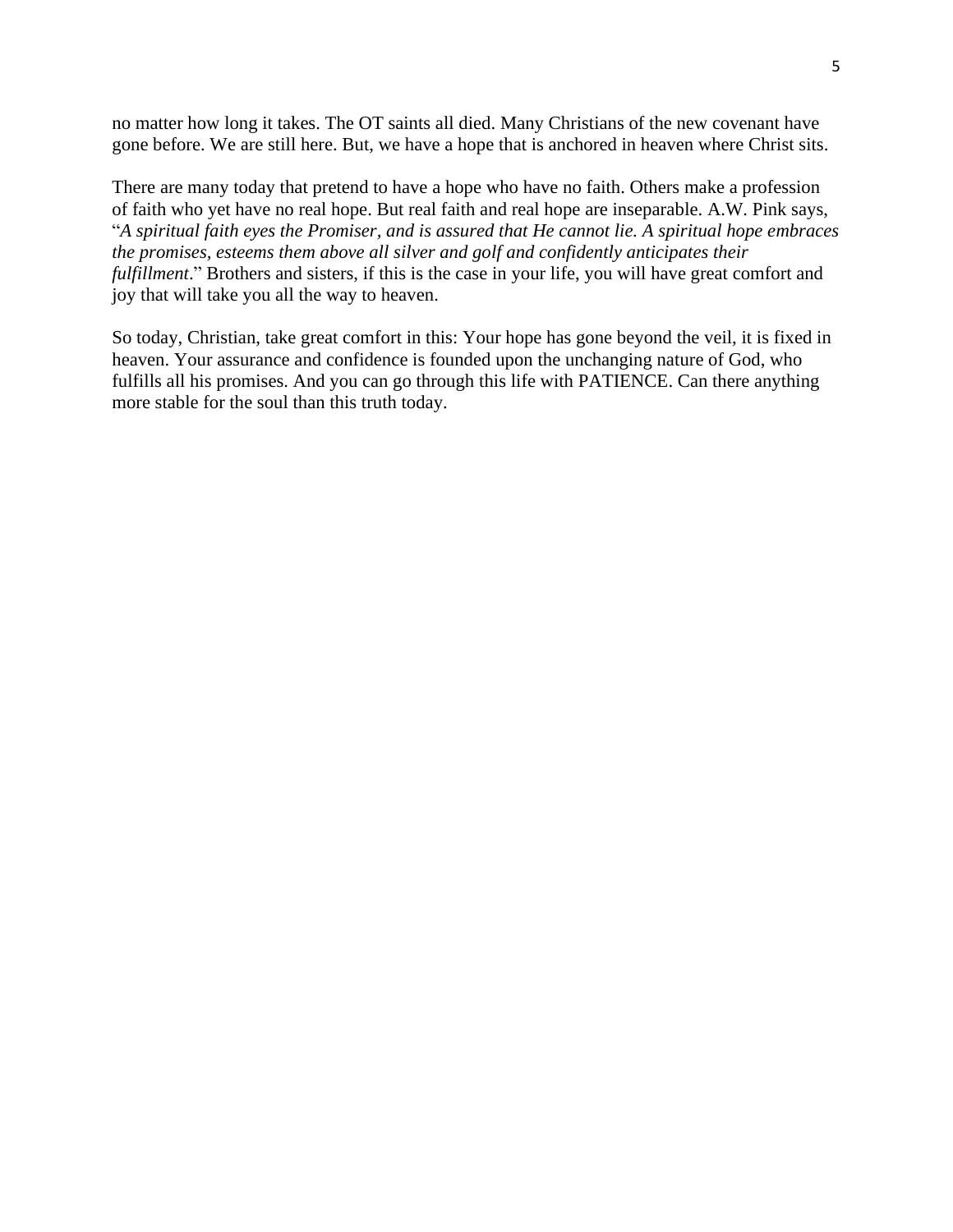no matter how long it takes. The OT saints all died. Many Christians of the new covenant have gone before. We are still here. But, we have a hope that is anchored in heaven where Christ sits.

There are many today that pretend to have a hope who have no faith. Others make a profession of faith who yet have no real hope. But real faith and real hope are inseparable. A.W. Pink says, "*A spiritual faith eyes the Promiser, and is assured that He cannot lie. A spiritual hope embraces the promises, esteems them above all silver and golf and confidently anticipates their fulfillment*." Brothers and sisters, if this is the case in your life, you will have great comfort and joy that will take you all the way to heaven.

So today, Christian, take great comfort in this: Your hope has gone beyond the veil, it is fixed in heaven. Your assurance and confidence is founded upon the unchanging nature of God, who fulfills all his promises. And you can go through this life with PATIENCE. Can there anything more stable for the soul than this truth today.